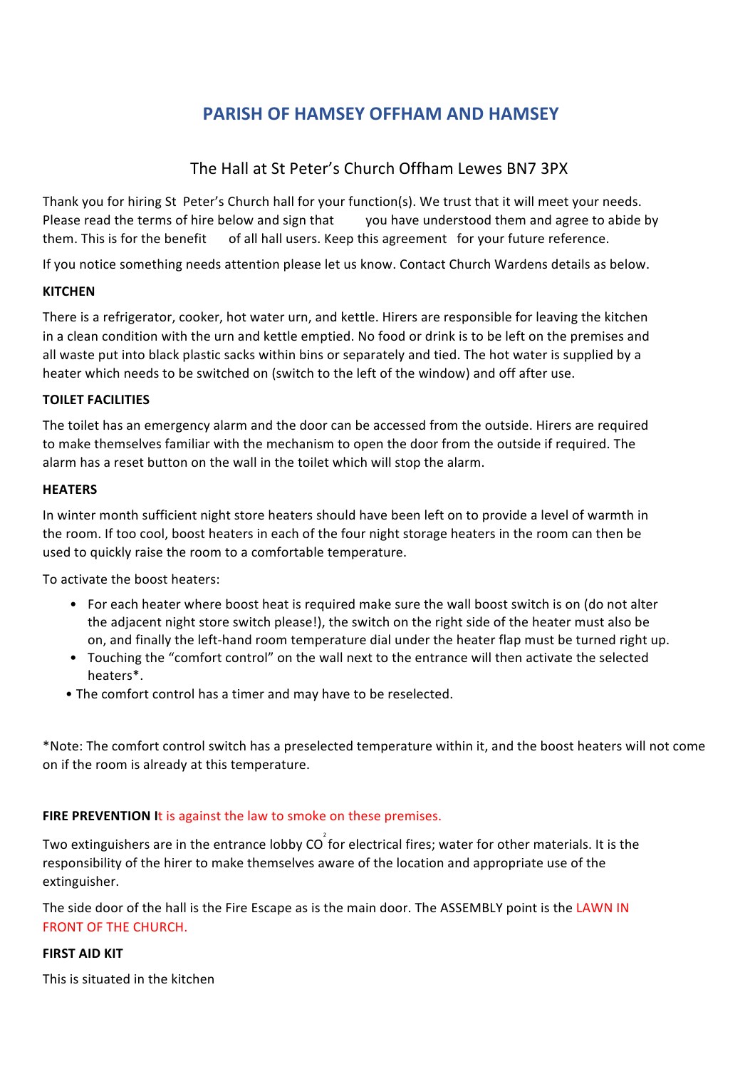# PARISH OF HAMSEY OFFHAM AND HAMSEY

## The Hall at St Peter's Church Offham Lewes BN7 3PX

Thank you for hiring St Peter's Church hall for your function(s). We trust that it will meet your needs. Please read the terms of hire below and sign that you have understood them and agree to abide by them. This is for the benefit of all hall users. Keep this agreement for your future reference.

If you notice something needs attention please let us know. Contact Church Wardens details as below.

**KITCHEN**

There is a refrigerator, cooker, hot water urn, and kettle. Hirers are responsible for leaving the kitchen in a clean condition with the urn and kettle emptied. No food or drink is to be left on the premises and all waste put into black plastic sacks within bins or separately and tied. The hot water is supplied by a heater which needs to be switched on (switch to the left of the window) and off after use.

**TOILET FACILITIES**

The toilet has an emergency alarm and the door can be accessed from the outside. Hirers are required to make themselves familiar with the mechanism to open the door from the outside if required. The alarm has a reset button on the wall in the toilet which will stop the alarm.

**HEATERS**

In winter month sufficient night store heaters should have been left on to provide a level of warmth in the room. If too cool, boost heaters in each of the four night storage heaters in the room can then be used to quickly raise the room to a comfortable temperature.

To activate the boost heaters:

- For each heater where boost heat is required make sure the wall boost switch is on (do not alter the adjacent night store switch please!), the switch on the right side of the heater must also be on, and finally the left-hand room temperature dial under the heater flap must be turned right up.
- Touching the "comfort control" on the wall next to the entrance will then activate the selected heaters*.
- The comfort control has a timer and may have to be reselected.

*Note: The comfort control switch has a preselected temperature within it, and the boost heaters will not come on if the room is already at this temperature.

**FIRE PREVENTION I**t is against the law to smoke on these premises.

Two extinguishers are in the entrance lobby $CO_2$ for electrical fires; water for other materials. It is the responsibility of the hirer to make themselves aware of the location and appropriate use of the extinguisher.

The side door of the hall is the Fire Escape as is the main door. The ASSEMBLY point is the LAWN IN FRONT OF THE CHURCH.

**FIRST AID KIT**

This is situated in the kitchen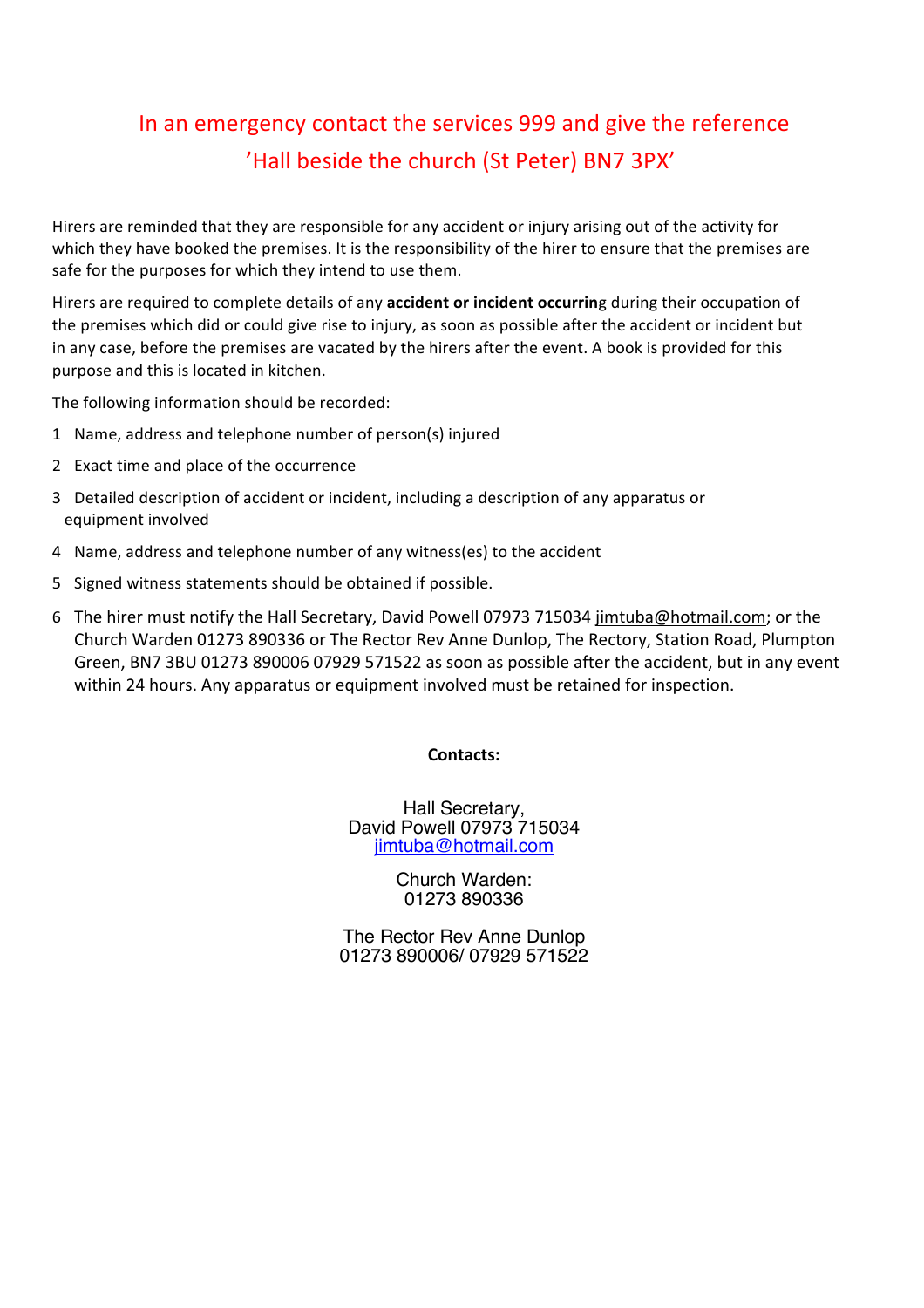In an emergency contact the services 999 and give the reference 'Hall beside the church (St Peter) BN7 3PX'

Hirers are reminded that they are responsible for any accident or injury arising out of the activity for which they have booked the premises. It is the responsibility of the hirer to ensure that the premises are safe for the purposes for which they intend to use them.

Hirers are required to complete details of any **accident or incident occurrin**g during their occupation of the premises which did or could give rise to injury, as soon as possible after the accident or incident but in any case, before the premises are vacated by the hirers after the event. A book is provided for this purpose and this is located in kitchen.

The following information should be recorded:

1 Name, address and telephone number of person(s) injured

2 Exact time and place of the occurrence

3 Detailed description of accident or incident, including a description of any apparatus or equipment involved

4 Name, address and telephone number of any witness(es) to the accident

5 Signed witness statements should be obtained if possible.

6 The hirer must notify the Hall Secretary, David Powell 07973 715034 jimtuba@hotmail.com; or the Church Warden 01273 890336 or The Rector Rev Anne Dunlop, The Rectory, Station Road, Plumpton Green, BN7 3BU 01273 890006 07929 571522 as soon as possible after the accident, but in any event within 24 hours. Any apparatus or equipment involved must be retained for inspection.

**Contacts:**

Hall Secretary,
David Powell 07973 715034
jimtuba@hotmail.com

Church Warden:
01273 890336

The Rector Rev Anne Dunlop
01273 890006/ 07929 571522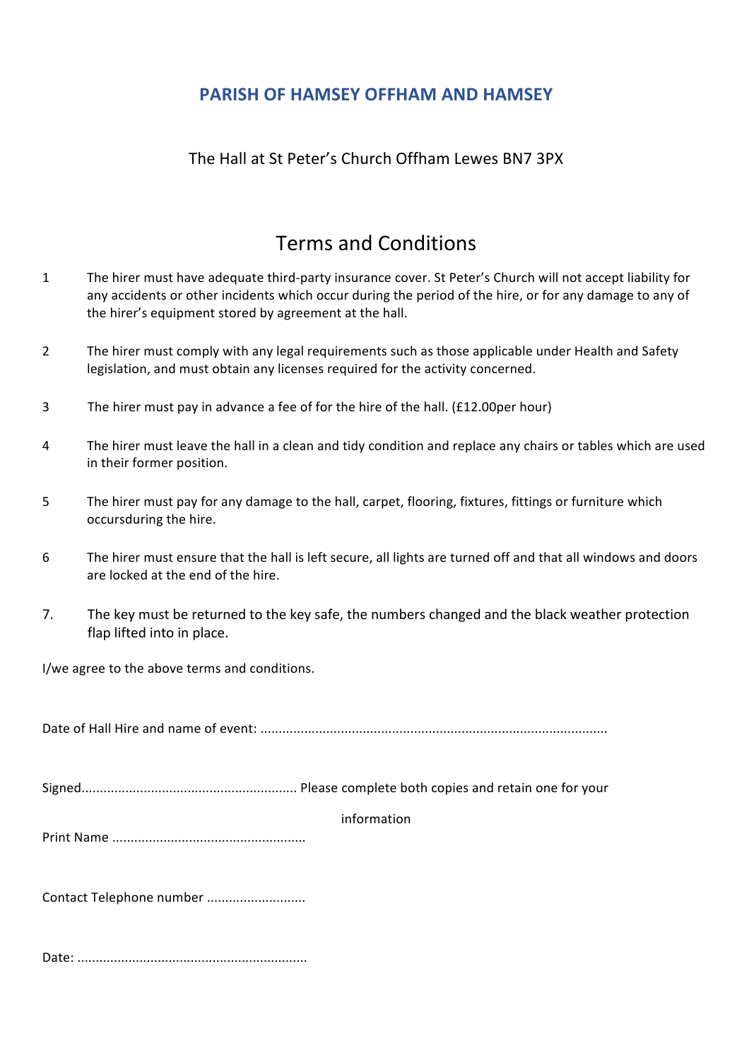## PARISH OF HAMSEY OFFHAM AND HAMSEY

The Hall at St Peter's Church Offham Lewes BN7 3PX

# Terms and Conditions

1 The hirer must have adequate third-party insurance cover. St Peter's Church will not accept liability for any accidents or other incidents which occur during the period of the hire, or for any damage to any of the hirer's equipment stored by agreement at the hall.

2 The hirer must comply with any legal requirements such as those applicable under Health and Safety legislation, and must obtain any licenses required for the activity concerned.

3 The hirer must pay in advance a fee of for the hire of the hall. (£12.00per hour)

4 The hirer must leave the hall in a clean and tidy condition and replace any chairs or tables which are used in their former position.

5 The hirer must pay for any damage to the hall, carpet, flooring, fixtures, fittings or furniture which occursduring the hire.

6 The hirer must ensure that the hall is left secure, all lights are turned off and that all windows and doors are locked at the end of the hire.

7. The key must be returned to the key safe, the numbers changed and the black weather protection flap lifted into in place.

I/we agree to the above terms and conditions.

Date of Hall Hire and name of event: ..............................................................................................

Signed.......................................................... Please complete both copies and retain one for your information

Print Name ....................................................

Contact Telephone number ...........................

Date: ..............................................................